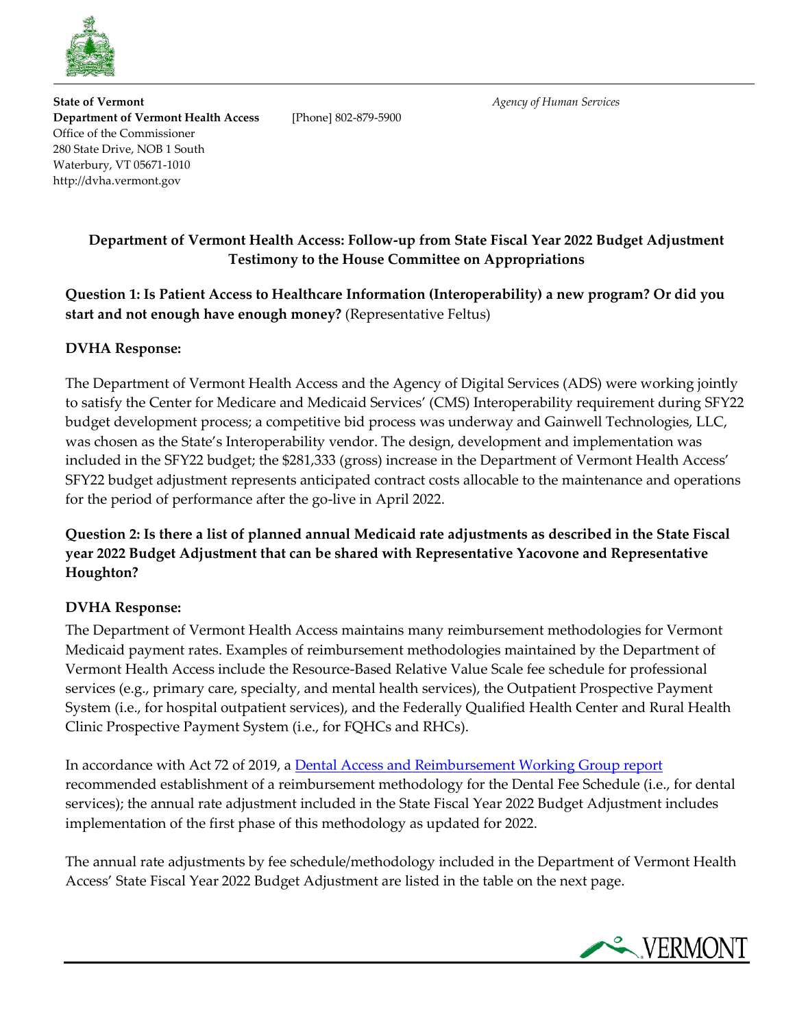**State of Vermont**
**Department of Vermont Health Access** [Phone] 802-879-5900
Office of the Commissioner
280 State Drive, NOB 1 South
Waterbury, VT 05671-1010
http://dvha.vermont.gov

*Agency of Human Services*

## Department of Vermont Health Access: Follow-up from State Fiscal Year 2022 Budget Adjustment Testimony to the House Committee on Appropriations

**Question 1: Is Patient Access to Healthcare Information (Interoperability) a new program? Or did you start and not enough have enough money?** (Representative Feltus)

**DVHA Response:**

The Department of Vermont Health Access and the Agency of Digital Services (ADS) were working jointly to satisfy the Center for Medicare and Medicaid Services' (CMS) Interoperability requirement during SFY22 budget development process; a competitive bid process was underway and Gainwell Technologies, LLC, was chosen as the State's Interoperability vendor. The design, development and implementation was included in the SFY22 budget; the $281,333 (gross) increase in the Department of Vermont Health Access' SFY22 budget adjustment represents anticipated contract costs allocable to the maintenance and operations for the period of performance after the go-live in April 2022.

**Question 2: Is there a list of planned annual Medicaid rate adjustments as described in the State Fiscal year 2022 Budget Adjustment that can be shared with Representative Yacovone and Representative Houghton?**

**DVHA Response:**

The Department of Vermont Health Access maintains many reimbursement methodologies for Vermont Medicaid payment rates. Examples of reimbursement methodologies maintained by the Department of Vermont Health Access include the Resource-Based Relative Value Scale fee schedule for professional services (e.g., primary care, specialty, and mental health services), the Outpatient Prospective Payment System (i.e., for hospital outpatient services), and the Federally Qualified Health Center and Rural Health Clinic Prospective Payment System (i.e., for FQHCs and RHCs).

In accordance with Act 72 of 2019, a Dental Access and Reimbursement Working Group report recommended establishment of a reimbursement methodology for the Dental Fee Schedule (i.e., for dental services); the annual rate adjustment included in the State Fiscal Year 2022 Budget Adjustment includes implementation of the first phase of this methodology as updated for 2022.

The annual rate adjustments by fee schedule/methodology included in the Department of Vermont Health Access' State Fiscal Year 2022 Budget Adjustment are listed in the table on the next page.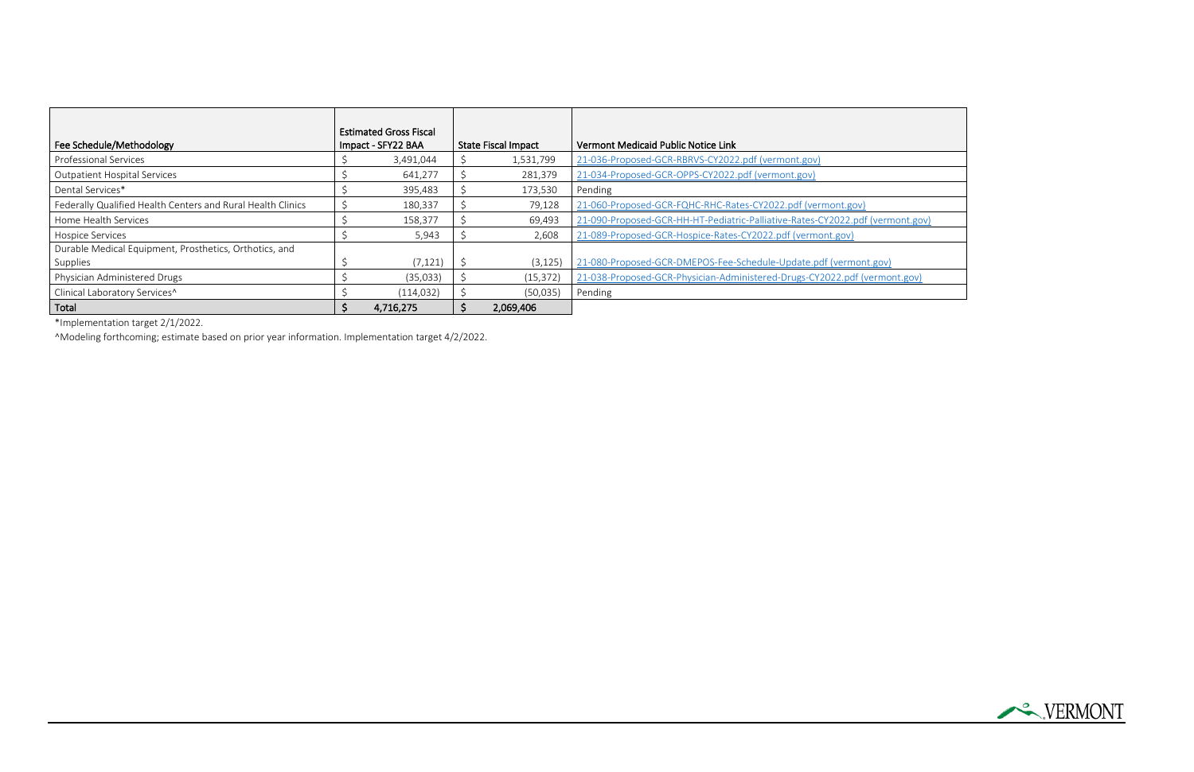| Fee Schedule/Methodology | Estimated Gross Fiscal Impact - SFY22 BAA | State Fiscal Impact | Vermont Medicaid Public Notice Link |
|---|---|---|---|
| Professional Services | $ 3,491,044 | $ 1,531,799 | 21-036-Proposed-GCR-RBRVS-CY2022.pdf (vermont.gov) |
| Outpatient Hospital Services | $ 641,277 | $ 281,379 | 21-034-Proposed-GCR-OPPS-CY2022.pdf (vermont.gov) |
| Dental Services* | $ 395,483 | $ 173,530 | Pending |
| Federally Qualified Health Centers and Rural Health Clinics | $ 180,337 | $ 79,128 | 21-060-Proposed-GCR-FQHC-RHC-Rates-CY2022.pdf (vermont.gov) |
| Home Health Services | $ 158,377 | $ 69,493 | 21-090-Proposed-GCR-HH-HT-Pediatric-Palliative-Rates-CY2022.pdf (vermont.gov) |
| Hospice Services | $ 5,943 | $ 2,608 | 21-089-Proposed-GCR-Hospice-Rates-CY2022.pdf (vermont.gov) |
| Durable Medical Equipment, Prosthetics, Orthotics, and Supplies | $ (7,121) | $ (3,125) | 21-080-Proposed-GCR-DMEPOS-Fee-Schedule-Update.pdf (vermont.gov) |
| Physician Administered Drugs | $ (35,033) | $ (15,372) | 21-038-Proposed-GCR-Physician-Administered-Drugs-CY2022.pdf (vermont.gov) |
| Clinical Laboratory Services^ | $ (114,032) | $ (50,035) | Pending |
| **Total** | **$ 4,716,275** | **$ 2,069,406** | |

*Implementation target 2/1/2022.

^Modeling forthcoming; estimate based on prior year information. Implementation target 4/2/2022.